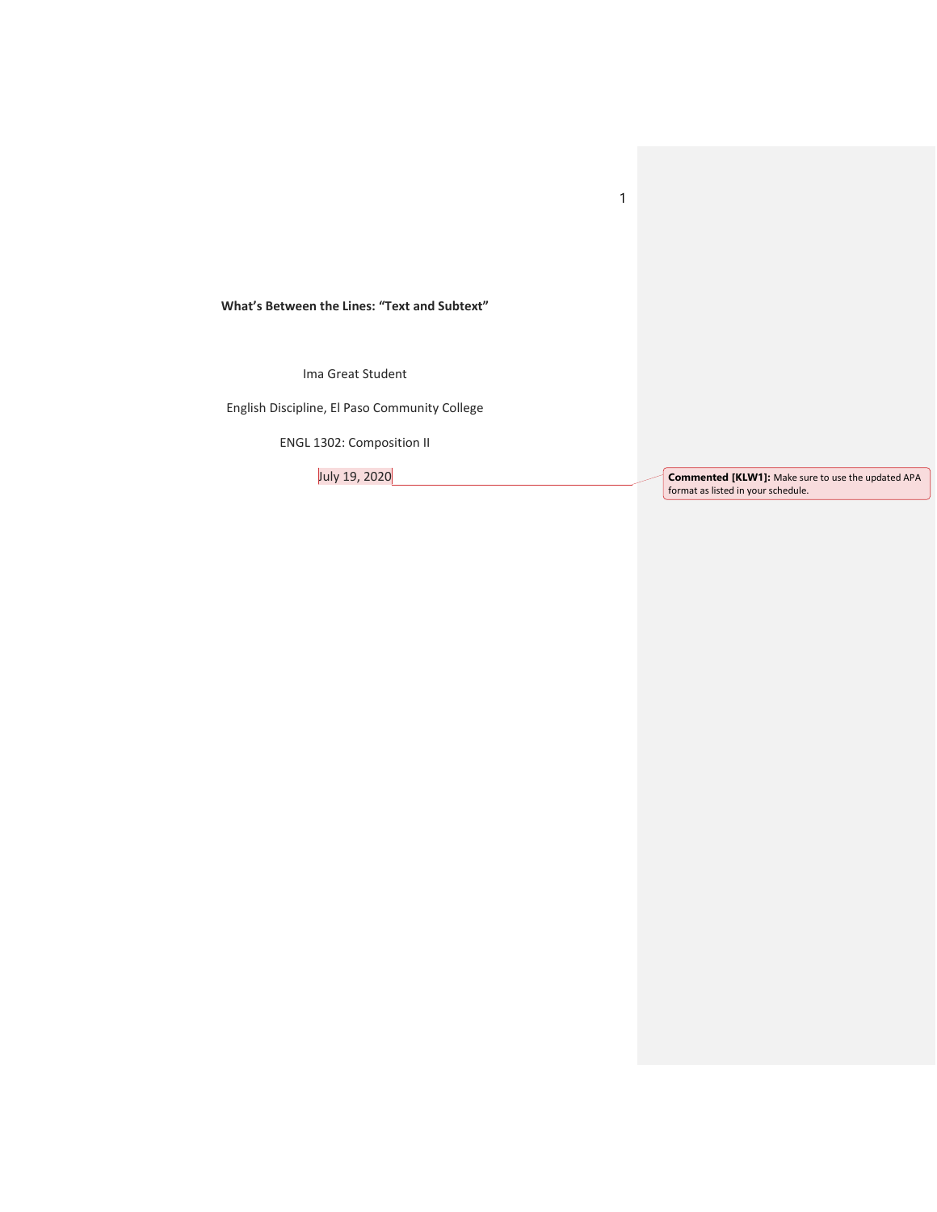**What's Between the Lines: "Text and Subtext"**

Ima Great Student

English Discipline, El Paso Community College

ENGL 1302: Composition II

July 19, 2020

**Commented [KLW1]:** Make sure to use the updated APA format as listed in your schedule.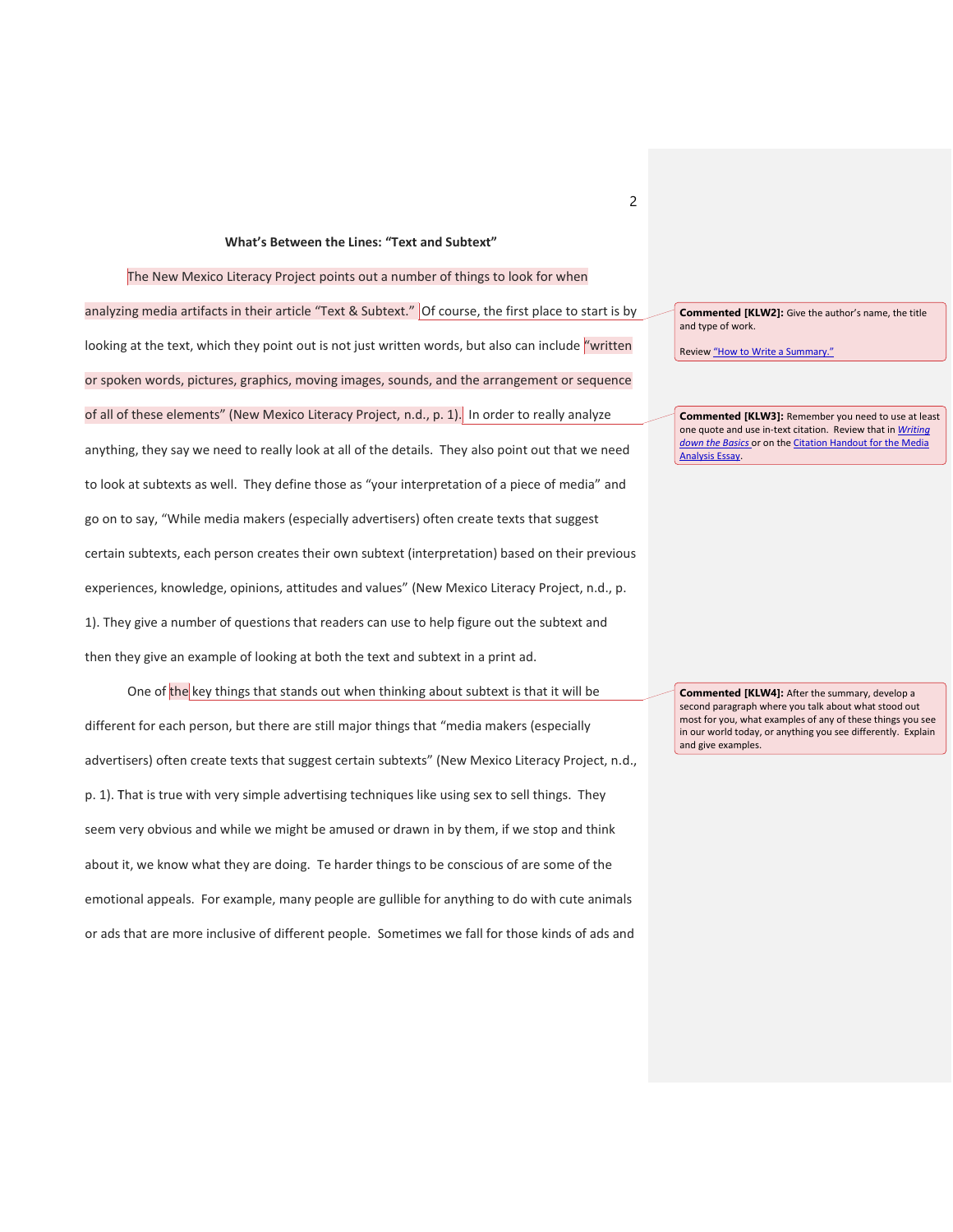**What's Between the Lines: "Text and Subtext"**

The New Mexico Literacy Project points out a number of things to look for when analyzing media artifacts in their article "Text & Subtext." Of course, the first place to start is by looking at the text, which they point out is not just written words, but also can include "written or spoken words, pictures, graphics, moving images, sounds, and the arrangement or sequence of all of these elements" (New Mexico Literacy Project, n.d., p. 1). In order to really analyze anything, they say we need to really look at all of the details. They also point out that we need to look at subtexts as well. They define those as "your interpretation of a piece of media" and go on to say, "While media makers (especially advertisers) often create texts that suggest certain subtexts, each person creates their own subtext (interpretation) based on their previous experiences, knowledge, opinions, attitudes and values" (New Mexico Literacy Project, n.d., p. 1). They give a number of questions that readers can use to help figure out the subtext and then they give an example of looking at both the text and subtext in a print ad.

One of the key things that stands out when thinking about subtext is that it will be different for each person, but there are still major things that "media makers (especially advertisers) often create texts that suggest certain subtexts" (New Mexico Literacy Project, n.d., p. 1). That is true with very simple advertising techniques like using sex to sell things. They seem very obvious and while we might be amused or drawn in by them, if we stop and think about it, we know what they are doing. Te harder things to be conscious of are some of the emotional appeals. For example, many people are gullible for anything to do with cute animals or ads that are more inclusive of different people. Sometimes we fall for those kinds of ads and

**Commented [KLW2]:** Give the author's name, the title and type of work.

Review "How to Write a Summary."

**Commented [KLW3]:** Remember you need to use at least one quote and use in-text citation. Review that in *Writing down the Basics* or on the Citation Handout for the Media Analysis Essay.

**Commented [KLW4]:** After the summary, develop a second paragraph where you talk about what stood out most for you, what examples of any of these things you see in our world today, or anything you see differently. Explain and give examples.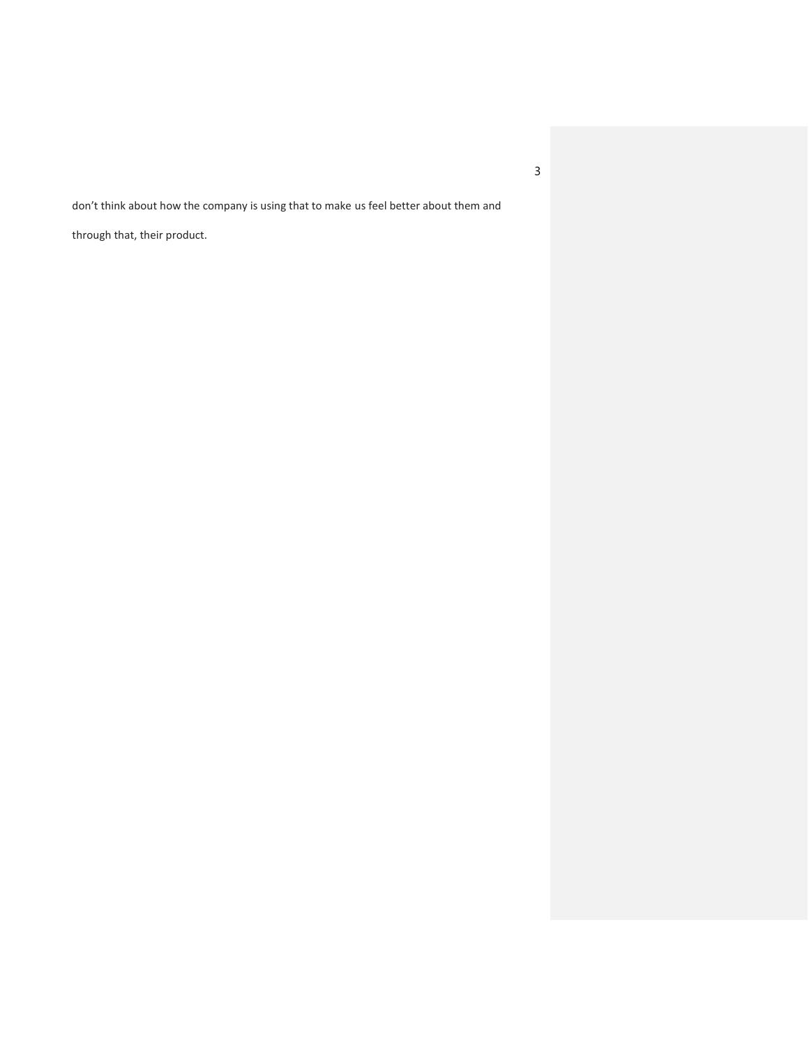don't think about how the company is using that to make us feel better about them and through that, their product.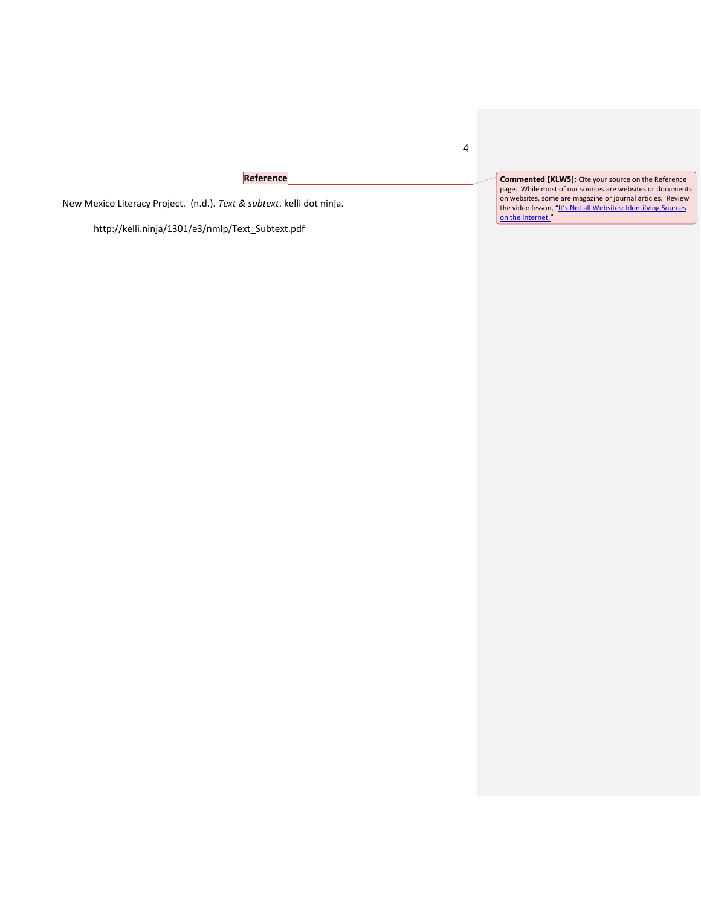# Reference

New Mexico Literacy Project. (n.d.). *Text & subtext*. kelli dot ninja.

http://kelli.ninja/1301/e3/nmlp/Text_Subtext.pdf

**Commented [KLW5]:** Cite your source on the Reference page. While most of our sources are websites or documents on websites, some are magazine or journal articles. Review the video lesson, "It's Not all Websites: Identifying Sources on the Internet."